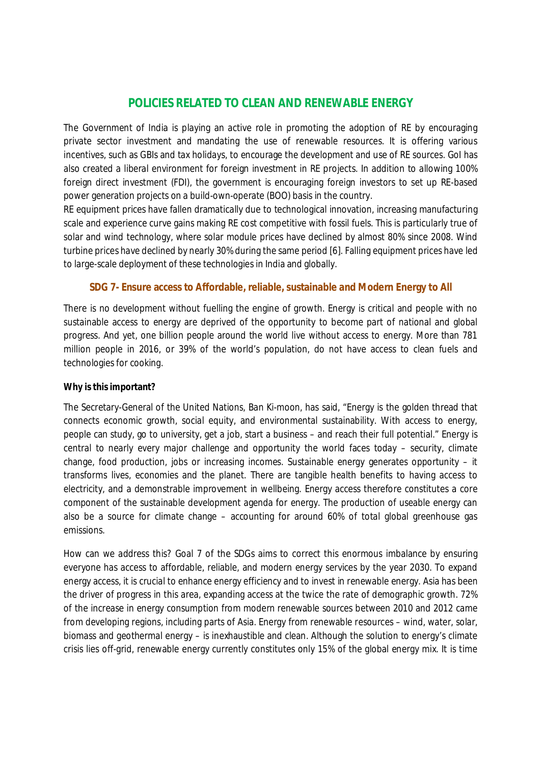# POLICIES RELATED TO CLEAN AND RENEWABLE ENERGY

The Government of India is playing an active role in promoting the adoption of RE by encouraging private sector investment and mandating the use of renewable resources. It is offering various incentives, such as GBIs and tax holidays, to encourage the development and use of RE sources. GoI has also created a liberal environment for foreign investment in RE projects. In addition to allowing 100% foreign direct investment (FDI), the government is encouraging foreign investors to set up RE-based power generation projects on a build-own-operate (BOO) basis in the country.

RE equipment prices have fallen dramatically due to technological innovation, increasing manufacturing scale and experience curve gains making RE cost competitive with fossil fuels. This is particularly true of solar and wind technology, where solar module prices have declined by almost 80% since 2008. Wind turbine prices have declined by nearly 30% during the same period [6]. Falling equipment prices have led to large-scale deployment of these technologies in India and globally.

## SDG 7- Ensure access to Affordable, reliable, sustainable and Modern Energy to All

There is no development without fuelling the engine of growth. Energy is critical and people with no sustainable access to energy are deprived of the opportunity to become part of national and global progress. And yet, one billion people around the world live without access to energy. More than 781 million people in 2016, or 39% of the world's population, do not have access to clean fuels and technologies for cooking.

**Why is this important?**

The Secretary-General of the United Nations, Ban Ki-moon, has said, "Energy is the golden thread that connects economic growth, social equity, and environmental sustainability. With access to energy, people can study, go to university, get a job, start a business – and reach their full potential." Energy is central to nearly every major challenge and opportunity the world faces today – security, climate change, food production, jobs or increasing incomes. Sustainable energy generates opportunity – it transforms lives, economies and the planet. There are tangible health benefits to having access to electricity, and a demonstrable improvement in wellbeing. Energy access therefore constitutes a core component of the sustainable development agenda for energy. The production of useable energy can also be a source for climate change – accounting for around 60% of total global greenhouse gas emissions.

How can we address this? Goal 7 of the SDGs aims to correct this enormous imbalance by ensuring everyone has access to affordable, reliable, and modern energy services by the year 2030. To expand energy access, it is crucial to enhance energy efficiency and to invest in renewable energy. Asia has been the driver of progress in this area, expanding access at the twice the rate of demographic growth. 72% of the increase in energy consumption from modern renewable sources between 2010 and 2012 came from developing regions, including parts of Asia. Energy from renewable resources – wind, water, solar, biomass and geothermal energy – is inexhaustible and clean. Although the solution to energy's climate crisis lies off-grid, renewable energy currently constitutes only 15% of the global energy mix. It is time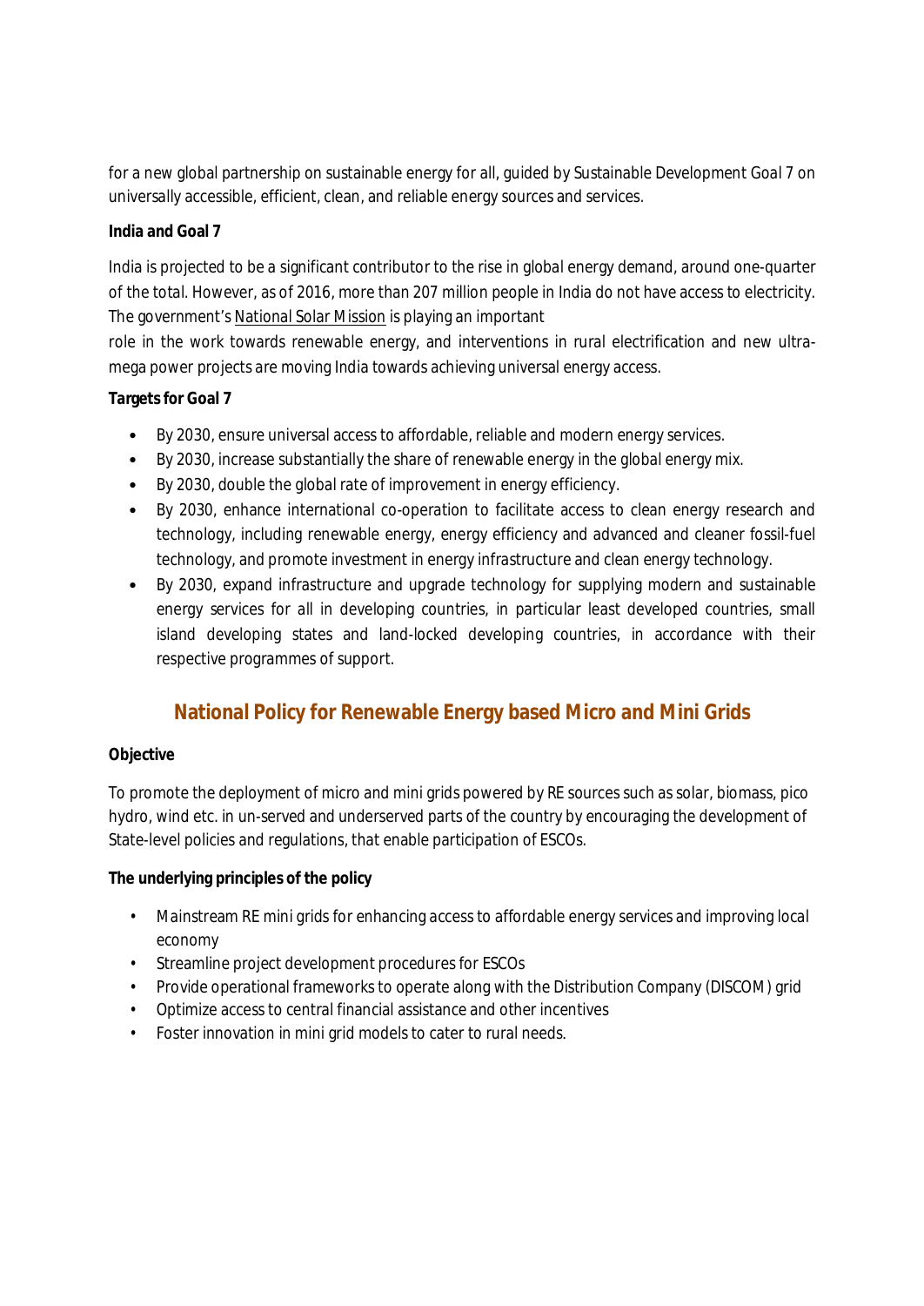for a new global partnership on sustainable energy for all, guided by Sustainable Development Goal 7 on universally accessible, efficient, clean, and reliable energy sources and services.

**India and Goal 7**

India is projected to be a significant contributor to the rise in global energy demand, around one-quarter of the total. However, as of 2016, more than 207 million people in India do not have access to electricity. The government's National Solar Mission is playing an important role in the work towards renewable energy, and interventions in rural electrification and new ultra-mega power projects are moving India towards achieving universal energy access.

**Targets for Goal 7**

- By 2030, ensure universal access to affordable, reliable and modern energy services.
- By 2030, increase substantially the share of renewable energy in the global energy mix.
- By 2030, double the global rate of improvement in energy efficiency.
- By 2030, enhance international co-operation to facilitate access to clean energy research and technology, including renewable energy, energy efficiency and advanced and cleaner fossil-fuel technology, and promote investment in energy infrastructure and clean energy technology.
- By 2030, expand infrastructure and upgrade technology for supplying modern and sustainable energy services for all in developing countries, in particular least developed countries, small island developing states and land-locked developing countries, in accordance with their respective programmes of support.

## National Policy for Renewable Energy based Micro and Mini Grids

**Objective**

To promote the deployment of micro and mini grids powered by RE sources such as solar, biomass, pico hydro, wind etc. in un-served and underserved parts of the country by encouraging the development of State-level policies and regulations, that enable participation of ESCOs.

**The underlying principles of the policy**

- Mainstream RE mini grids for enhancing access to affordable energy services and improving local economy
- Streamline project development procedures for ESCOs
- Provide operational frameworks to operate along with the Distribution Company (DISCOM) grid
- Optimize access to central financial assistance and other incentives
- Foster innovation in mini grid models to cater to rural needs.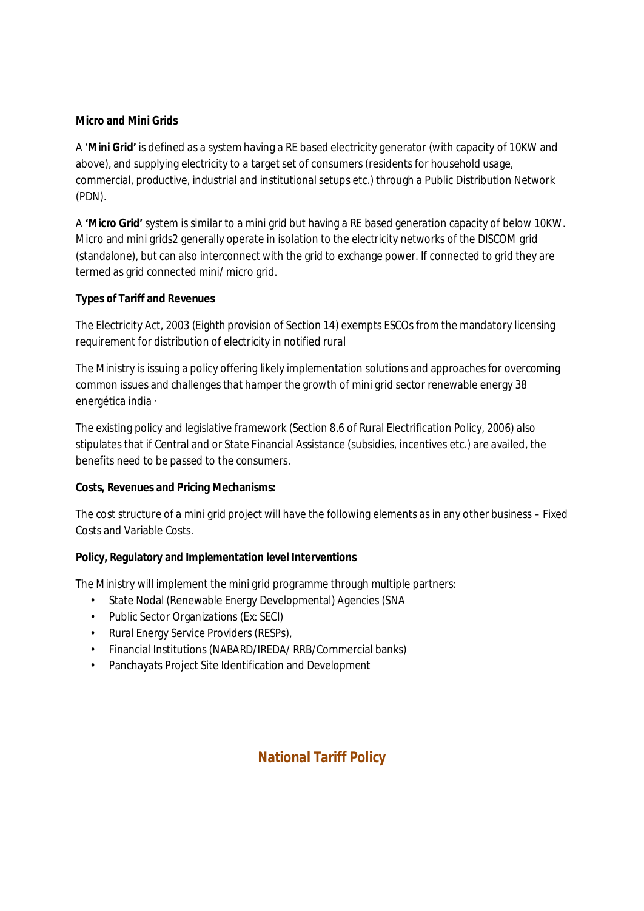**Micro and Mini Grids**

A '**Mini Grid'** is defined as a system having a RE based electricity generator (with capacity of 10KW and above), and supplying electricity to a target set of consumers (residents for household usage, commercial, productive, industrial and institutional setups etc.) through a Public Distribution Network (PDN).

A **'Micro Grid'** system is similar to a mini grid but having a RE based generation capacity of below 10KW. Micro and mini grids2 generally operate in isolation to the electricity networks of the DISCOM grid (standalone), but can also interconnect with the grid to exchange power. If connected to grid they are termed as grid connected mini/ micro grid.

**Types of Tariff and Revenues**

The Electricity Act, 2003 (Eighth provision of Section 14) exempts ESCOs from the mandatory licensing requirement for distribution of electricity in notified rural

The Ministry is issuing a policy offering likely implementation solutions and approaches for overcoming common issues and challenges that hamper the growth of mini grid sector renewable energy 38 energética india ·

The existing policy and legislative framework (Section 8.6 of Rural Electrification Policy, 2006) also stipulates that if Central and or State Financial Assistance (subsidies, incentives etc.) are availed, the benefits need to be passed to the consumers.

**Costs, Revenues and Pricing Mechanisms:**

The cost structure of a mini grid project will have the following elements as in any other business – Fixed Costs and Variable Costs.

**Policy, Regulatory and Implementation level Interventions**

The Ministry will implement the mini grid programme through multiple partners:

- State Nodal (Renewable Energy Developmental) Agencies (SNA
- Public Sector Organizations (Ex: SECI)
- Rural Energy Service Providers (RESPs),
- Financial Institutions (NABARD/IREDA/ RRB/Commercial banks)
- Panchayats Project Site Identification and Development

## National Tariff Policy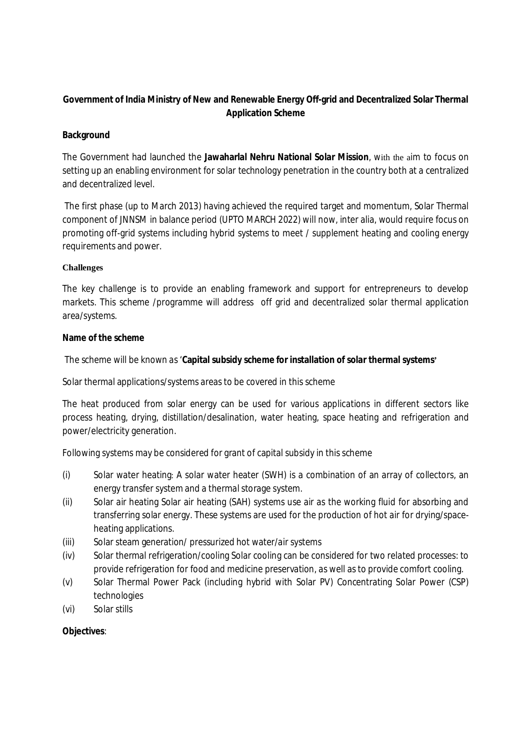**Government of India Ministry of New and Renewable Energy Off-grid and Decentralized Solar Thermal Application Scheme**

**Background**

The Government had launched the **Jawaharlal Nehru National Solar Mission**, with the aim to focus on setting up an enabling environment for solar technology penetration in the country both at a centralized and decentralized level.

The first phase (up to March 2013) having achieved the required target and momentum, Solar Thermal component of JNNSM in balance period (UPTO MARCH 2022) will now, inter alia, would require focus on promoting off-grid systems including hybrid systems to meet / supplement heating and cooling energy requirements and power.

**Challenges**

The key challenge is to provide an enabling framework and support for entrepreneurs to develop markets. This scheme /programme will address off grid and decentralized solar thermal application area/systems.

**Name of the scheme**

The scheme will be known as '**Capital subsidy scheme for installation of solar thermal systems'**

Solar thermal applications/systems areas to be covered in this scheme

The heat produced from solar energy can be used for various applications in different sectors like process heating, drying, distillation/desalination, water heating, space heating and refrigeration and power/electricity generation.

Following systems may be considered for grant of capital subsidy in this scheme

(i) Solar water heating: A solar water heater (SWH) is a combination of an array of collectors, an energy transfer system and a thermal storage system.

(ii) Solar air heating Solar air heating (SAH) systems use air as the working fluid for absorbing and transferring solar energy. These systems are used for the production of hot air for drying/space-heating applications.

(iii) Solar steam generation/ pressurized hot water/air systems

(iv) Solar thermal refrigeration/cooling Solar cooling can be considered for two related processes: to provide refrigeration for food and medicine preservation, as well as to provide comfort cooling.

(v) Solar Thermal Power Pack (including hybrid with Solar PV) Concentrating Solar Power (CSP) technologies

(vi) Solar stills

**Objectives**: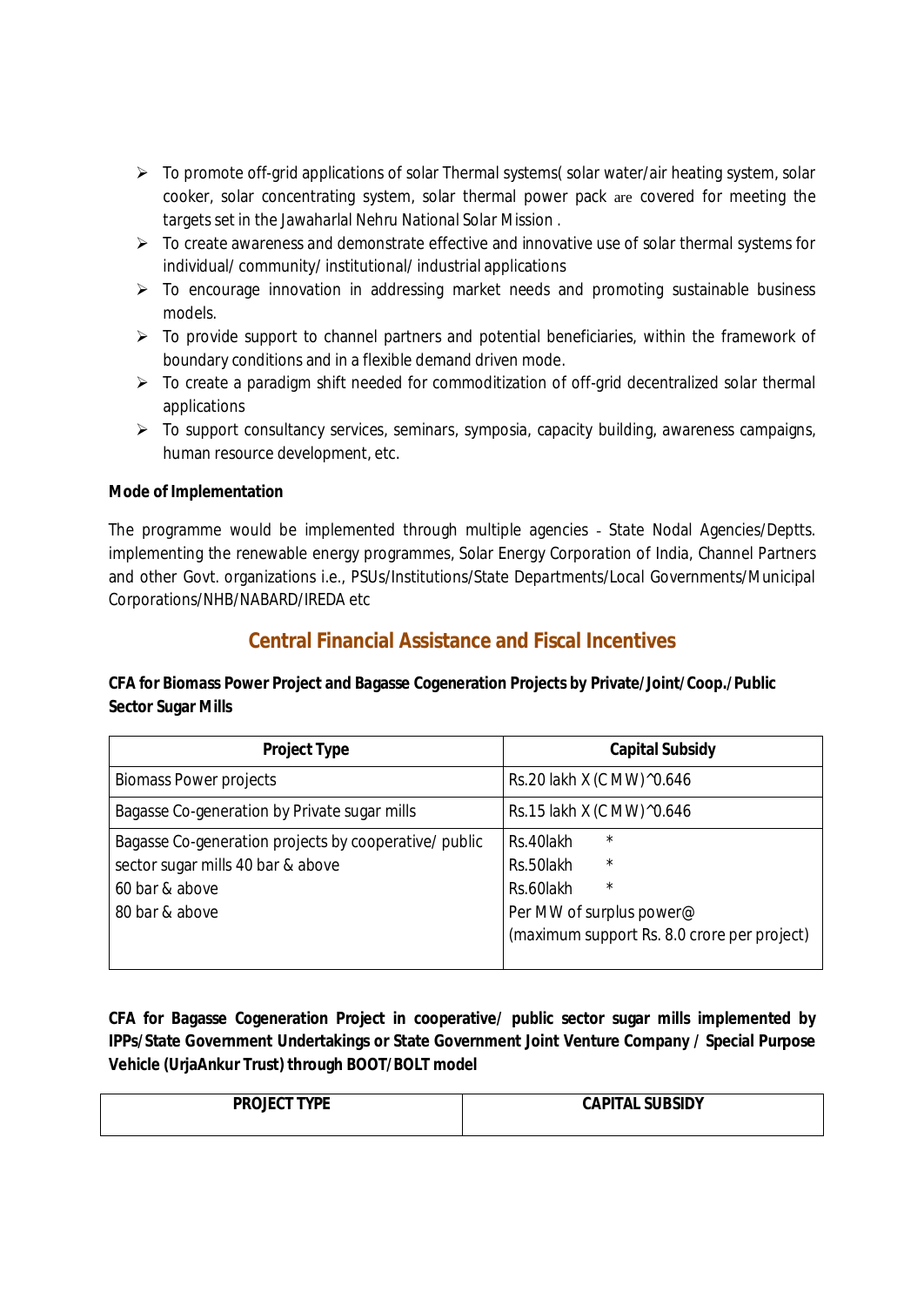- To promote off-grid applications of solar Thermal systems( solar water/air heating system, solar cooker, solar concentrating system, solar thermal power pack are covered for meeting the targets set in the Jawaharlal Nehru National Solar Mission .
- To create awareness and demonstrate effective and innovative use of solar thermal systems for individual/ community/ institutional/ industrial applications
- To encourage innovation in addressing market needs and promoting sustainable business models.
- To provide support to channel partners and potential beneficiaries, within the framework of boundary conditions and in a flexible demand driven mode.
- To create a paradigm shift needed for commoditization of off-grid decentralized solar thermal applications
- To support consultancy services, seminars, symposia, capacity building, awareness campaigns, human resource development, etc.

**Mode of Implementation**

The programme would be implemented through multiple agencies - State Nodal Agencies/Deptts. implementing the renewable energy programmes, Solar Energy Corporation of India, Channel Partners and other Govt. organizations i.e., PSUs/Institutions/State Departments/Local Governments/Municipal Corporations/NHB/NABARD/IREDA etc

## Central Financial Assistance and Fiscal Incentives

**CFA for Biomass Power Project and Bagasse Cogeneration Projects by Private/Joint/Coop./Public Sector Sugar Mills**

| Project Type | Capital Subsidy |
|---|---|
| Biomass Power projects | Rs.20 lakh X (C MW)^0.646 |
| Bagasse Co-generation by Private sugar mills | Rs.15 lakh X (C MW)^0.646 |
| Bagasse Co-generation projects by cooperative/ public sector sugar mills 40 bar & above<br>60 bar & above<br>80 bar & above | Rs.40lakh *<br>Rs.50lakh *<br>Rs.60lakh *<br>Per MW of surplus power@<br>(maximum support Rs. 8.0 crore per project) |

**CFA for Bagasse Cogeneration Project in cooperative/ public sector sugar mills implemented by IPPs/State Government Undertakings or State Government Joint Venture Company / Special Purpose Vehicle (UrjaAnkur Trust) through BOOT/BOLT model**

| PROJECT TYPE | CAPITAL SUBSIDY |
|---|---|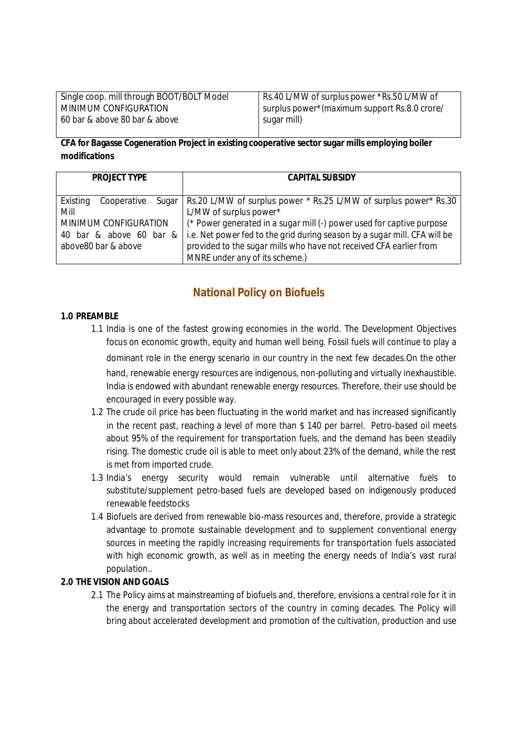| Single coop. mill through BOOT/BOLT Model<br>MINIMUM CONFIGURATION<br>60 bar & above 80 bar & above | Rs.40 L/MW of surplus power *Rs.50 L/MW of surplus power*(maximum support Rs.8.0 crore/ sugar mill) |
|---|---|

**CFA for Bagasse Cogeneration Project in existing cooperative sector sugar mills employing boiler modifications**

| PROJECT TYPE | CAPITAL SUBSIDY |
|---|---|
| Existing Cooperative Sugar Mill<br>MINIMUM CONFIGURATION<br>40 bar & above 60 bar & above80 bar & above | Rs.20 L/MW of surplus power * Rs.25 L/MW of surplus power* Rs.30 L/MW of surplus power*<br>(* Power generated in a sugar mill (-) power used for captive purpose i.e. Net power fed to the grid during season by a sugar mill. CFA will be provided to the sugar mills who have not received CFA earlier from MNRE under any of its scheme.) |

## National Policy on Biofuels

**1.0 PREAMBLE**

1.1 India is one of the fastest growing economies in the world. The Development Objectives focus on economic growth, equity and human well being. Fossil fuels will continue to play a dominant role in the energy scenario in our country in the next few decades.On the other hand, renewable energy resources are indigenous, non-polluting and virtually inexhaustible. India is endowed with abundant renewable energy resources. Therefore, their use should be encouraged in every possible way.

1.2 The crude oil price has been fluctuating in the world market and has increased significantly in the recent past, reaching a level of more than $ 140 per barrel. Petro-based oil meets about 95% of the requirement for transportation fuels, and the demand has been steadily rising. The domestic crude oil is able to meet only about 23% of the demand, while the rest is met from imported crude.

1.3 India's energy security would remain vulnerable until alternative fuels to substitute/supplement petro-based fuels are developed based on indigenously produced renewable feedstocks

1.4 Biofuels are derived from renewable bio-mass resources and, therefore, provide a strategic advantage to promote sustainable development and to supplement conventional energy sources in meeting the rapidly increasing requirements for transportation fuels associated with high economic growth, as well as in meeting the energy needs of India's vast rural population..

**2.0 THE VISION AND GOALS**

2.1 The Policy aims at mainstreaming of biofuels and, therefore, envisions a central role for it in the energy and transportation sectors of the country in coming decades. The Policy will bring about accelerated development and promotion of the cultivation, production and use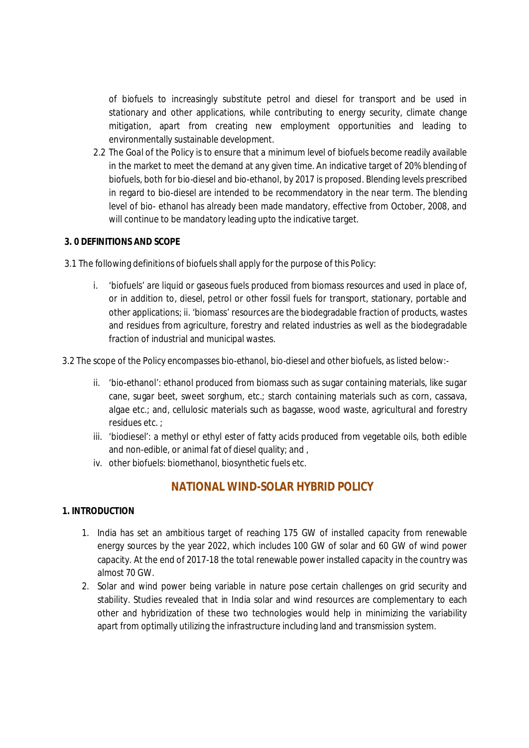of biofuels to increasingly substitute petrol and diesel for transport and be used in stationary and other applications, while contributing to energy security, climate change mitigation, apart from creating new employment opportunities and leading to environmentally sustainable development.

2.2 The Goal of the Policy is to ensure that a minimum level of biofuels become readily available in the market to meet the demand at any given time. An indicative target of 20% blending of biofuels, both for bio-diesel and bio-ethanol, by 2017 is proposed. Blending levels prescribed in regard to bio-diesel are intended to be recommendatory in the near term. The blending level of bio- ethanol has already been made mandatory, effective from October, 2008, and will continue to be mandatory leading upto the indicative target.

**3. 0 DEFINITIONS AND SCOPE**

3.1 The following definitions of biofuels shall apply for the purpose of this Policy:

i. 'biofuels' are liquid or gaseous fuels produced from biomass resources and used in place of, or in addition to, diesel, petrol or other fossil fuels for transport, stationary, portable and other applications; ii. 'biomass' resources are the biodegradable fraction of products, wastes and residues from agriculture, forestry and related industries as well as the biodegradable fraction of industrial and municipal wastes.

3.2 The scope of the Policy encompasses bio-ethanol, bio-diesel and other biofuels, as listed below:-

ii. 'bio-ethanol': ethanol produced from biomass such as sugar containing materials, like sugar cane, sugar beet, sweet sorghum, etc.; starch containing materials such as corn, cassava, algae etc.; and, cellulosic materials such as bagasse, wood waste, agricultural and forestry residues etc. ;
iii. 'biodiesel': a methyl or ethyl ester of fatty acids produced from vegetable oils, both edible and non-edible, or animal fat of diesel quality; and ,
iv. other biofuels: biomethanol, biosynthetic fuels etc.

## NATIONAL WIND-SOLAR HYBRID POLICY

**1. INTRODUCTION**

1. India has set an ambitious target of reaching 175 GW of installed capacity from renewable energy sources by the year 2022, which includes 100 GW of solar and 60 GW of wind power capacity. At the end of 2017-18 the total renewable power installed capacity in the country was almost 70 GW.
2. Solar and wind power being variable in nature pose certain challenges on grid security and stability. Studies revealed that in India solar and wind resources are complementary to each other and hybridization of these two technologies would help in minimizing the variability apart from optimally utilizing the infrastructure including land and transmission system.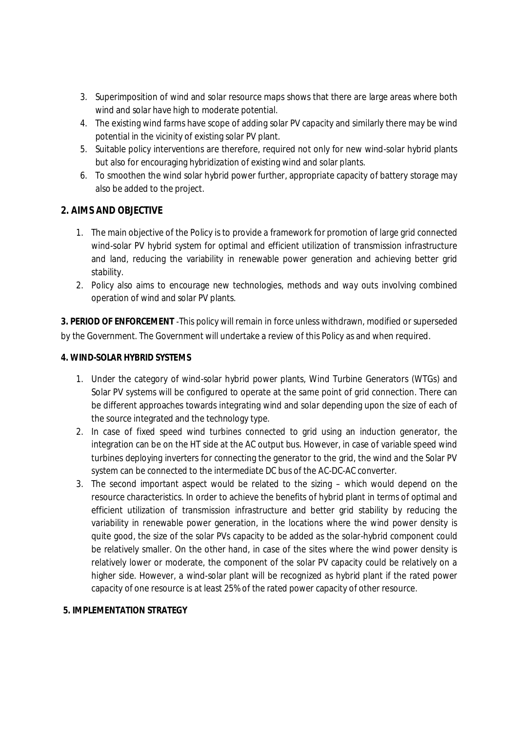3. Superimposition of wind and solar resource maps shows that there are large areas where both wind and solar have high to moderate potential.
4. The existing wind farms have scope of adding solar PV capacity and similarly there may be wind potential in the vicinity of existing solar PV plant.
5. Suitable policy interventions are therefore, required not only for new wind-solar hybrid plants but also for encouraging hybridization of existing wind and solar plants.
6. To smoothen the wind solar hybrid power further, appropriate capacity of battery storage may also be added to the project.

## 2. AIMS AND OBJECTIVE

1. The main objective of the Policy is to provide a framework for promotion of large grid connected wind-solar PV hybrid system for optimal and efficient utilization of transmission infrastructure and land, reducing the variability in renewable power generation and achieving better grid stability.
2. Policy also aims to encourage new technologies, methods and way outs involving combined operation of wind and solar PV plants.

**3. PERIOD OF ENFORCEMENT** -This policy will remain in force unless withdrawn, modified or superseded by the Government. The Government will undertake a review of this Policy as and when required.

**4. WIND-SOLAR HYBRID SYSTEMS**

1. Under the category of wind-solar hybrid power plants, Wind Turbine Generators (WTGs) and Solar PV systems will be configured to operate at the same point of grid connection. There can be different approaches towards integrating wind and solar depending upon the size of each of the source integrated and the technology type.
2. In case of fixed speed wind turbines connected to grid using an induction generator, the integration can be on the HT side at the AC output bus. However, in case of variable speed wind turbines deploying inverters for connecting the generator to the grid, the wind and the Solar PV system can be connected to the intermediate DC bus of the AC-DC-AC converter.
3. The second important aspect would be related to the sizing – which would depend on the resource characteristics. In order to achieve the benefits of hybrid plant in terms of optimal and efficient utilization of transmission infrastructure and better grid stability by reducing the variability in renewable power generation, in the locations where the wind power density is quite good, the size of the solar PVs capacity to be added as the solar-hybrid component could be relatively smaller. On the other hand, in case of the sites where the wind power density is relatively lower or moderate, the component of the solar PV capacity could be relatively on a higher side. However, a wind-solar plant will be recognized as hybrid plant if the rated power capacity of one resource is at least 25% of the rated power capacity of other resource.

**5. IMPLEMENTATION STRATEGY**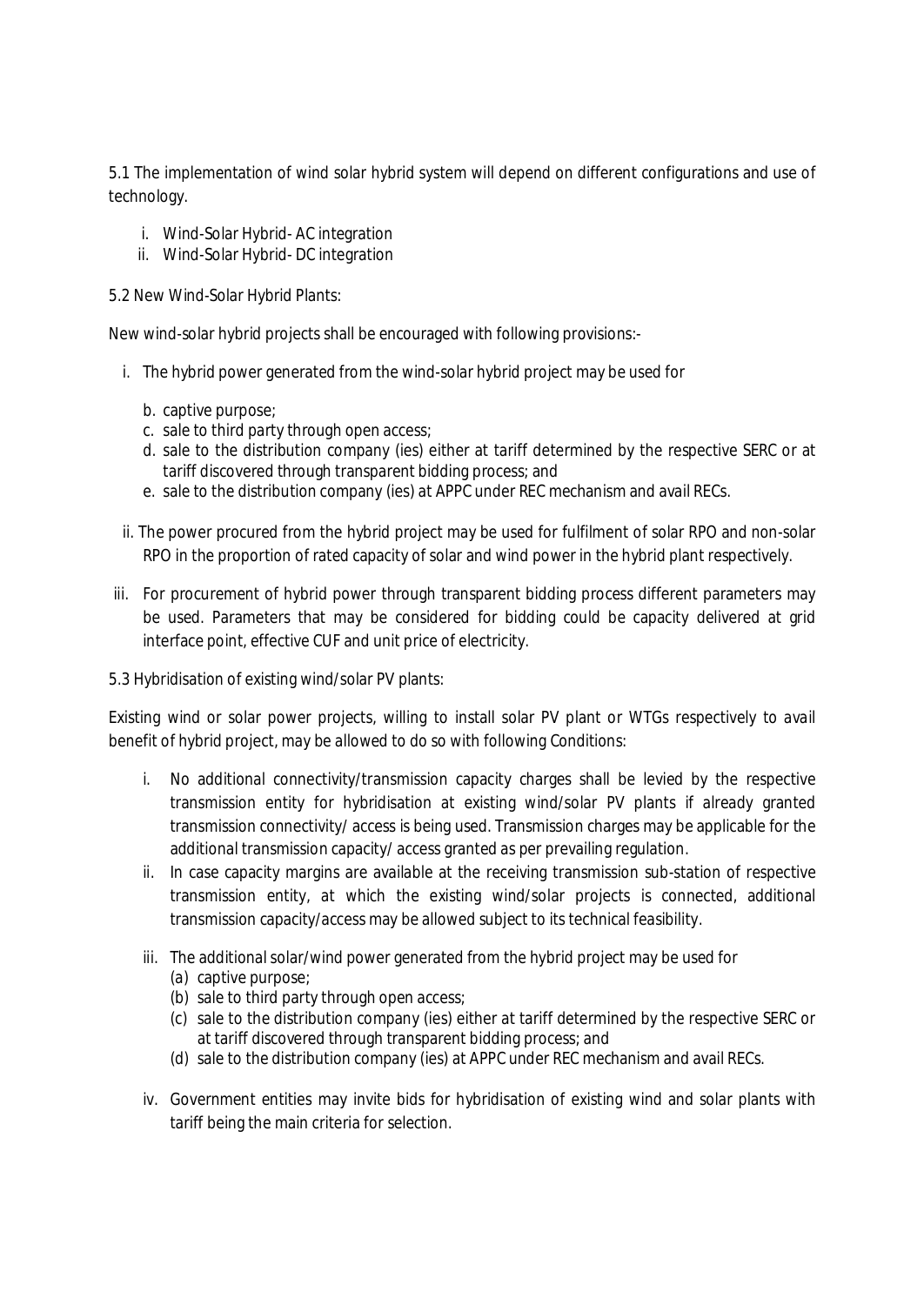5.1 The implementation of wind solar hybrid system will depend on different configurations and use of technology.

i. Wind-Solar Hybrid- AC integration
ii. Wind-Solar Hybrid- DC integration

5.2 New Wind-Solar Hybrid Plants:

New wind-solar hybrid projects shall be encouraged with following provisions:-

i. The hybrid power generated from the wind-solar hybrid project may be used for

   b. captive purpose;
   c. sale to third party through open access;
   d. sale to the distribution company (ies) either at tariff determined by the respective SERC or at tariff discovered through transparent bidding process; and
   e. sale to the distribution company (ies) at APPC under REC mechanism and avail RECs.

ii. The power procured from the hybrid project may be used for fulfilment of solar RPO and non-solar RPO in the proportion of rated capacity of solar and wind power in the hybrid plant respectively.

iii. For procurement of hybrid power through transparent bidding process different parameters may be used. Parameters that may be considered for bidding could be capacity delivered at grid interface point, effective CUF and unit price of electricity.

5.3 Hybridisation of existing wind/solar PV plants:

Existing wind or solar power projects, willing to install solar PV plant or WTGs respectively to avail benefit of hybrid project, may be allowed to do so with following Conditions:

i. No additional connectivity/transmission capacity charges shall be levied by the respective transmission entity for hybridisation at existing wind/solar PV plants if already granted transmission connectivity/ access is being used. Transmission charges may be applicable for the additional transmission capacity/ access granted as per prevailing regulation.
ii. In case capacity margins are available at the receiving transmission sub-station of respective transmission entity, at which the existing wind/solar projects is connected, additional transmission capacity/access may be allowed subject to its technical feasibility.
iii. The additional solar/wind power generated from the hybrid project may be used for
   (a) captive purpose;
   (b) sale to third party through open access;
   (c) sale to the distribution company (ies) either at tariff determined by the respective SERC or at tariff discovered through transparent bidding process; and
   (d) sale to the distribution company (ies) at APPC under REC mechanism and avail RECs.
iv. Government entities may invite bids for hybridisation of existing wind and solar plants with tariff being the main criteria for selection.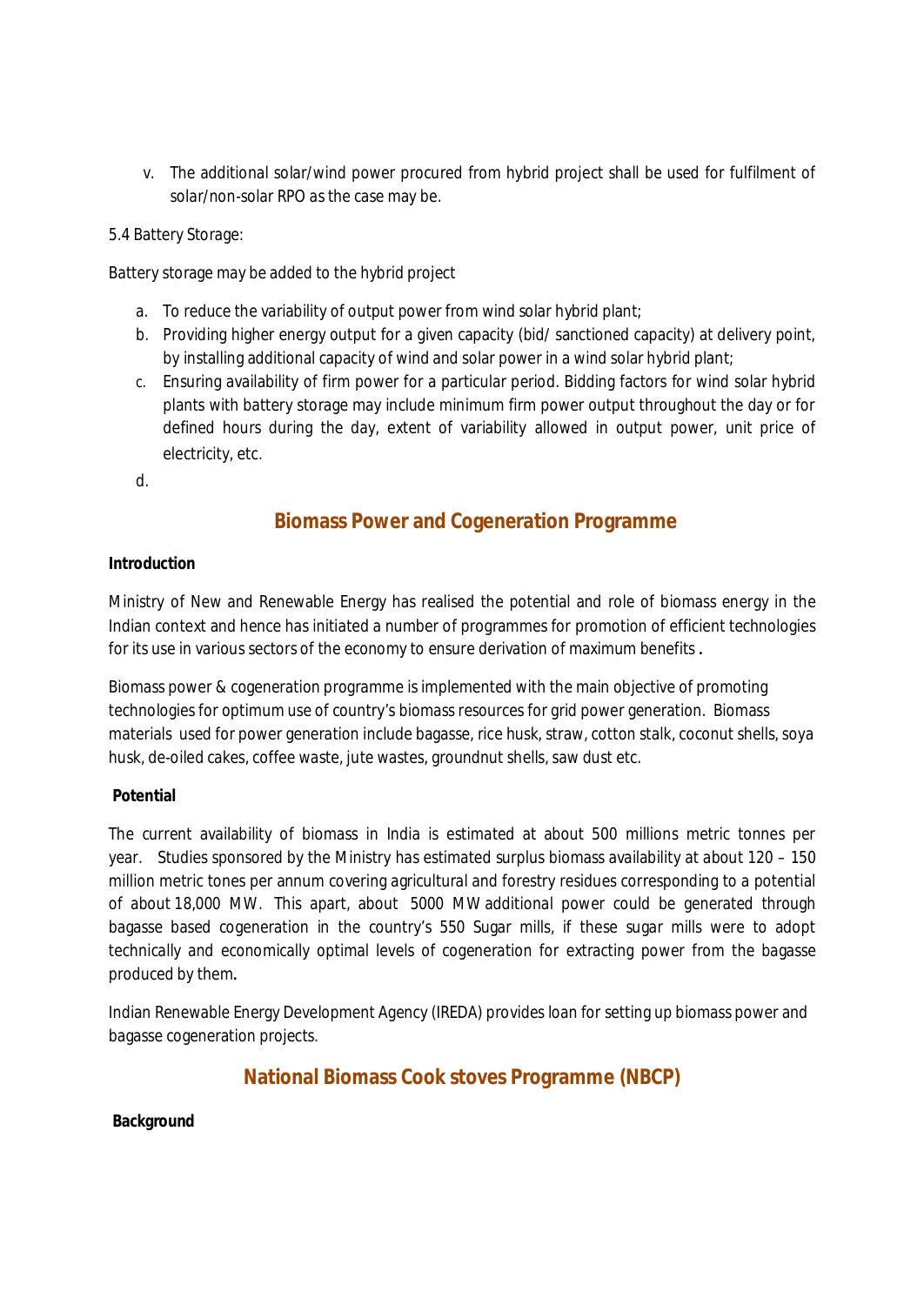v. The additional solar/wind power procured from hybrid project shall be used for fulfilment of solar/non-solar RPO as the case may be.

5.4 Battery Storage:

Battery storage may be added to the hybrid project

a. To reduce the variability of output power from wind solar hybrid plant;
b. Providing higher energy output for a given capacity (bid/ sanctioned capacity) at delivery point, by installing additional capacity of wind and solar power in a wind solar hybrid plant;
c. Ensuring availability of firm power for a particular period. Bidding factors for wind solar hybrid plants with battery storage may include minimum firm power output throughout the day or for defined hours during the day, extent of variability allowed in output power, unit price of electricity, etc.
d.

## Biomass Power and Cogeneration Programme

**Introduction**

Ministry of New and Renewable Energy has realised the potential and role of biomass energy in the Indian context and hence has initiated a number of programmes for promotion of efficient technologies for its use in various sectors of the economy to ensure derivation of maximum benefits **.**

Biomass power & cogeneration programme is implemented with the main objective of promoting technologies for optimum use of country's biomass resources for grid power generation. Biomass materials used for power generation include bagasse, rice husk, straw, cotton stalk, coconut shells, soya husk, de-oiled cakes, coffee waste, jute wastes, groundnut shells, saw dust etc.

**Potential**

The current availability of biomass in India is estimated at about 500 millions metric tonnes per year. Studies sponsored by the Ministry has estimated surplus biomass availability at about 120 – 150 million metric tones per annum covering agricultural and forestry residues corresponding to a potential of about 18,000 MW. This apart, about 5000 MW additional power could be generated through bagasse based cogeneration in the country's 550 Sugar mills, if these sugar mills were to adopt technically and economically optimal levels of cogeneration for extracting power from the bagasse produced by them**.**

Indian Renewable Energy Development Agency (IREDA) provides loan for setting up biomass power and bagasse cogeneration projects.

## National Biomass Cook stoves Programme (NBCP)

**Background**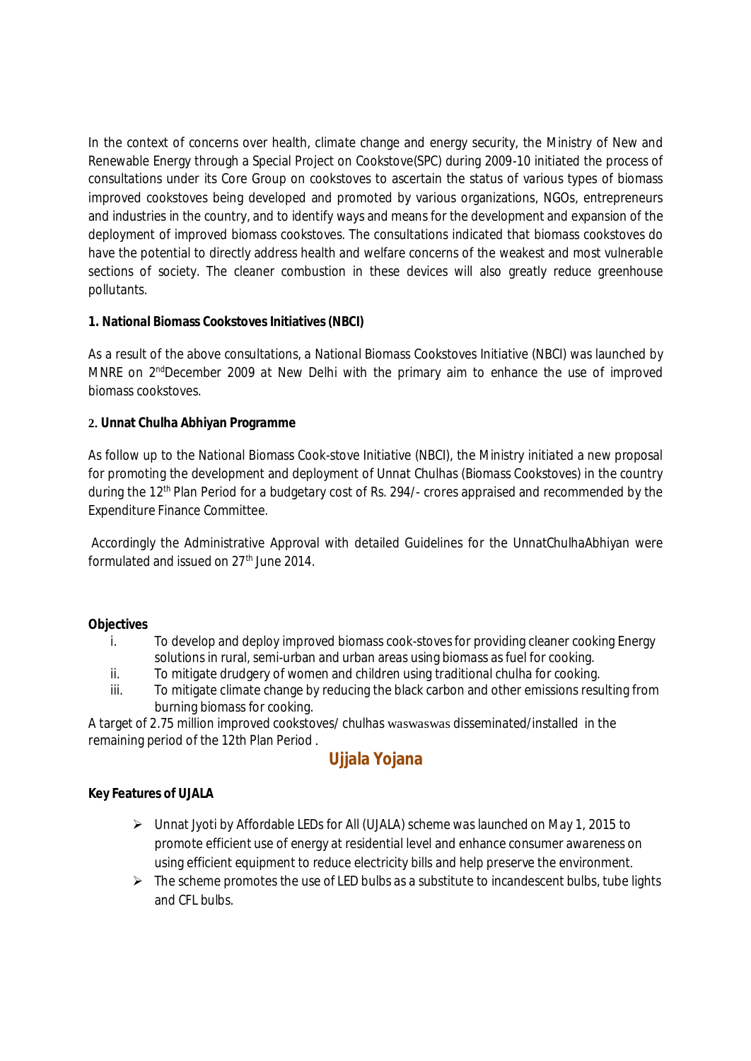In the context of concerns over health, climate change and energy security, the Ministry of New and Renewable Energy through a Special Project on Cookstove(SPC) during 2009-10 initiated the process of consultations under its Core Group on cookstoves to ascertain the status of various types of biomass improved cookstoves being developed and promoted by various organizations, NGOs, entrepreneurs and industries in the country, and to identify ways and means for the development and expansion of the deployment of improved biomass cookstoves. The consultations indicated that biomass cookstoves do have the potential to directly address health and welfare concerns of the weakest and most vulnerable sections of society. The cleaner combustion in these devices will also greatly reduce greenhouse pollutants.

**1. National Biomass Cookstoves Initiatives (NBCI)**

As a result of the above consultations, a National Biomass Cookstoves Initiative (NBCI) was launched by MNRE on 2nd December 2009 at New Delhi with the primary aim to enhance the use of improved biomass cookstoves.

**2. Unnat Chulha Abhiyan Programme**

As follow up to the National Biomass Cook-stove Initiative (NBCI), the Ministry initiated a new proposal for promoting the development and deployment of Unnat Chulhas (Biomass Cookstoves) in the country during the 12th Plan Period for a budgetary cost of Rs. 294/- crores appraised and recommended by the Expenditure Finance Committee.

Accordingly the Administrative Approval with detailed Guidelines for the UnnatChulhaAbhiyan were formulated and issued on 27th June 2014.

**Objectives**

i. To develop and deploy improved biomass cook-stoves for providing cleaner cooking Energy solutions in rural, semi-urban and urban areas using biomass as fuel for cooking.
ii. To mitigate drudgery of women and children using traditional chulha for cooking.
iii. To mitigate climate change by reducing the black carbon and other emissions resulting from burning biomass for cooking.

A target of 2.75 million improved cookstoves/ chulhas waswaswas disseminated/installed in the remaining period of the 12th Plan Period .

## Ujjala Yojana

**Key Features of UJALA**

- Unnat Jyoti by Affordable LEDs for All (UJALA) scheme was launched on May 1, 2015 to promote efficient use of energy at residential level and enhance consumer awareness on using efficient equipment to reduce electricity bills and help preserve the environment.
- The scheme promotes the use of LED bulbs as a substitute to incandescent bulbs, tube lights and CFL bulbs.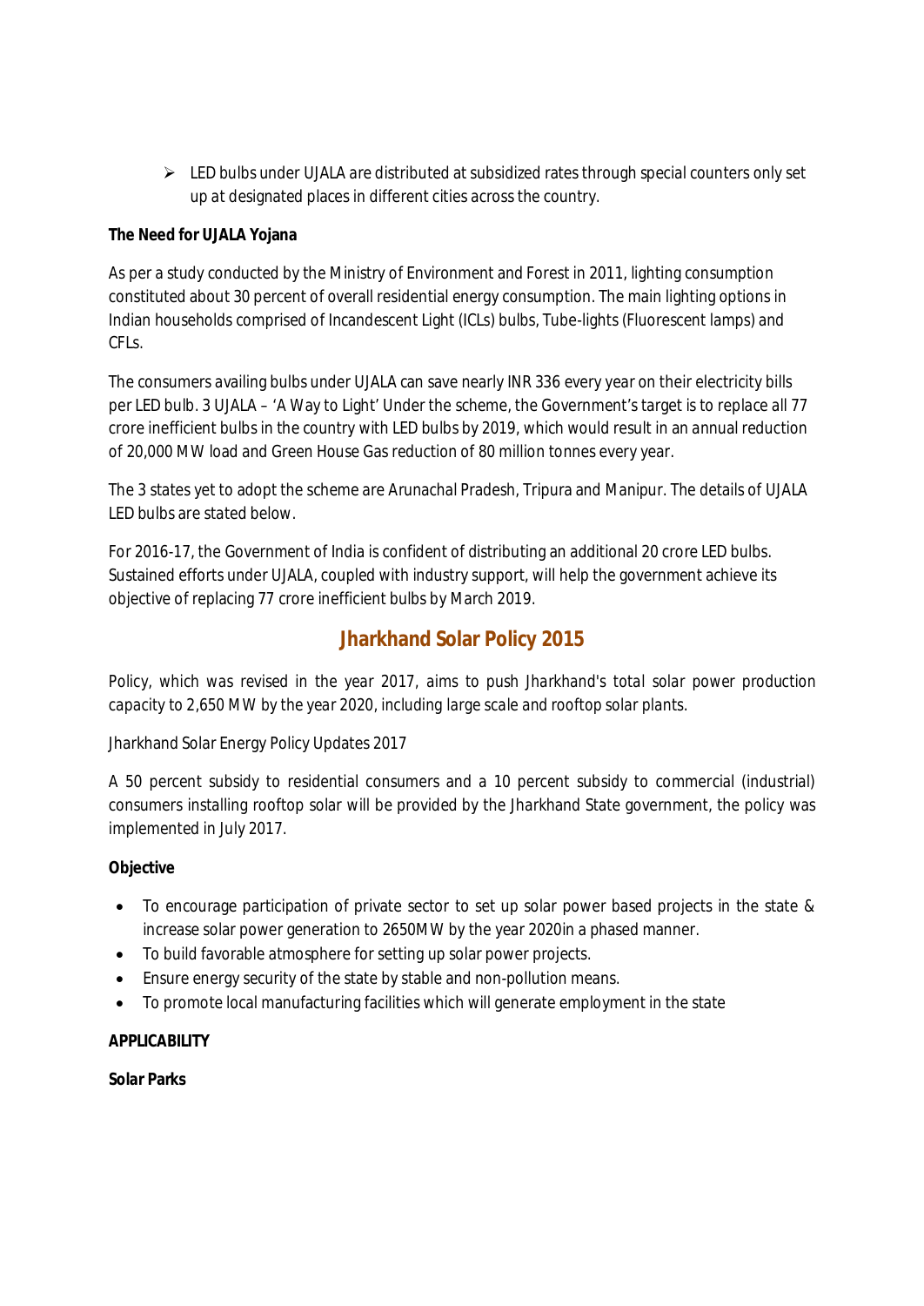- LED bulbs under UJALA are distributed at subsidized rates through special counters only set up at designated places in different cities across the country.

**The Need for UJALA Yojana**

As per a study conducted by the Ministry of Environment and Forest in 2011, lighting consumption constituted about 30 percent of overall residential energy consumption. The main lighting options in Indian households comprised of Incandescent Light (ICLs) bulbs, Tube-lights (Fluorescent lamps) and CFLs.

The consumers availing bulbs under UJALA can save nearly INR 336 every year on their electricity bills per LED bulb. 3 UJALA – 'A Way to Light' Under the scheme, the Government's target is to replace all 77 crore inefficient bulbs in the country with LED bulbs by 2019, which would result in an annual reduction of 20,000 MW load and Green House Gas reduction of 80 million tonnes every year.

The 3 states yet to adopt the scheme are Arunachal Pradesh, Tripura and Manipur. The details of UJALA LED bulbs are stated below.

For 2016-17, the Government of India is confident of distributing an additional 20 crore LED bulbs. Sustained efforts under UJALA, coupled with industry support, will help the government achieve its objective of replacing 77 crore inefficient bulbs by March 2019.

## Jharkhand Solar Policy 2015

Policy, which was revised in the year 2017, aims to push Jharkhand's total solar power production capacity to 2,650 MW by the year 2020, including large scale and rooftop solar plants.

Jharkhand Solar Energy Policy Updates 2017

A 50 percent subsidy to residential consumers and a 10 percent subsidy to commercial (industrial) consumers installing rooftop solar will be provided by the Jharkhand State government, the policy was implemented in July 2017.

**Objective**

- To encourage participation of private sector to set up solar power based projects in the state & increase solar power generation to 2650MW by the year 2020in a phased manner.
- To build favorable atmosphere for setting up solar power projects.
- Ensure energy security of the state by stable and non-pollution means.
- To promote local manufacturing facilities which will generate employment in the state

**APPLICABILITY**

**Solar Parks**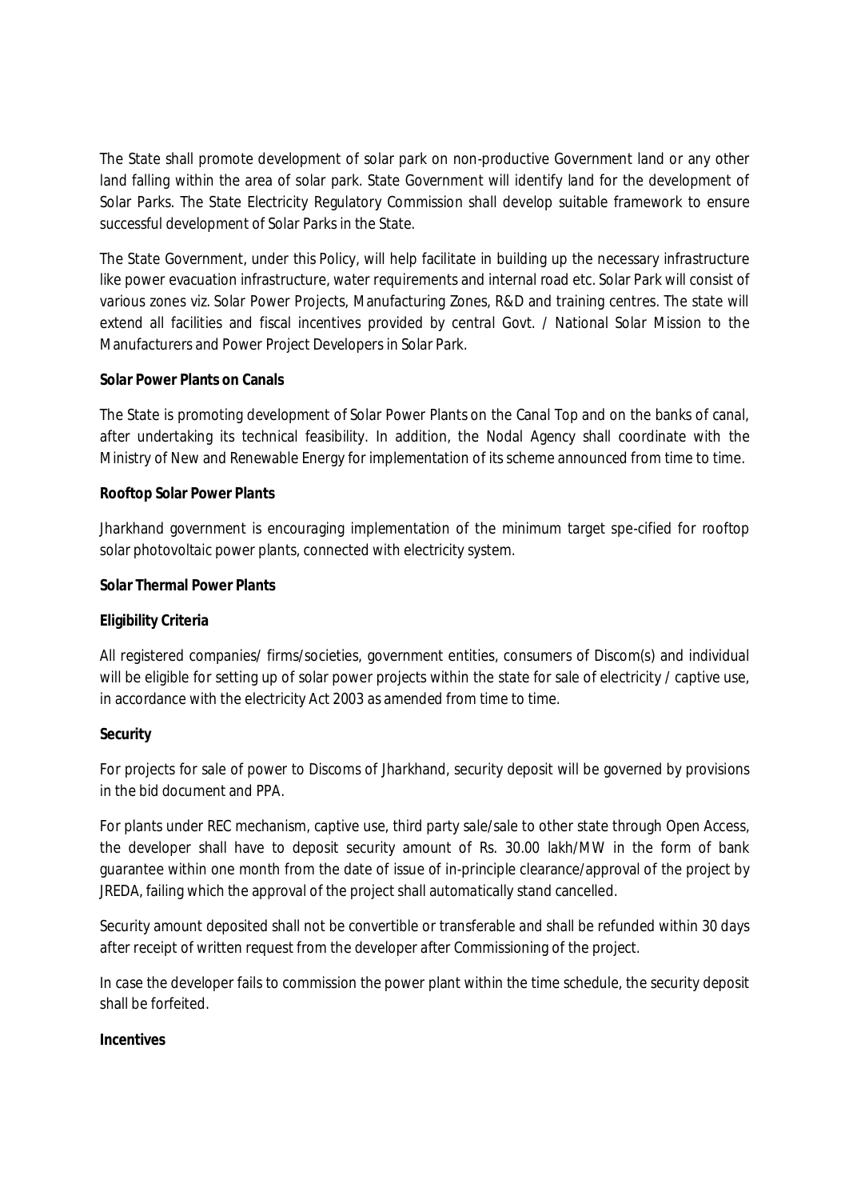The State shall promote development of solar park on non-productive Government land or any other land falling within the area of solar park. State Government will identify land for the development of Solar Parks. The State Electricity Regulatory Commission shall develop suitable framework to ensure successful development of Solar Parks in the State.

The State Government, under this Policy, will help facilitate in building up the necessary infrastructure like power evacuation infrastructure, water requirements and internal road etc. Solar Park will consist of various zones viz. Solar Power Projects, Manufacturing Zones, R&D and training centres. The state will extend all facilities and fiscal incentives provided by central Govt. / National Solar Mission to the Manufacturers and Power Project Developers in Solar Park.

**Solar Power Plants on Canals**

The State is promoting development of Solar Power Plants on the Canal Top and on the banks of canal, after undertaking its technical feasibility. In addition, the Nodal Agency shall coordinate with the Ministry of New and Renewable Energy for implementation of its scheme announced from time to time.

**Rooftop Solar Power Plants**

Jharkhand government is encouraging implementation of the minimum target spe-cified for rooftop solar photovoltaic power plants, connected with electricity system.

**Solar Thermal Power Plants**

**Eligibility Criteria**

All registered companies/ firms/societies, government entities, consumers of Discom(s) and individual will be eligible for setting up of solar power projects within the state for sale of electricity / captive use, in accordance with the electricity Act 2003 as amended from time to time.

**Security**

For projects for sale of power to Discoms of Jharkhand, security deposit will be governed by provisions in the bid document and PPA.

For plants under REC mechanism, captive use, third party sale/sale to other state through Open Access, the developer shall have to deposit security amount of Rs. 30.00 lakh/MW in the form of bank guarantee within one month from the date of issue of in-principle clearance/approval of the project by JREDA, failing which the approval of the project shall automatically stand cancelled.

Security amount deposited shall not be convertible or transferable and shall be refunded within 30 days after receipt of written request from the developer after Commissioning of the project.

In case the developer fails to commission the power plant within the time schedule, the security deposit shall be forfeited.

**Incentives**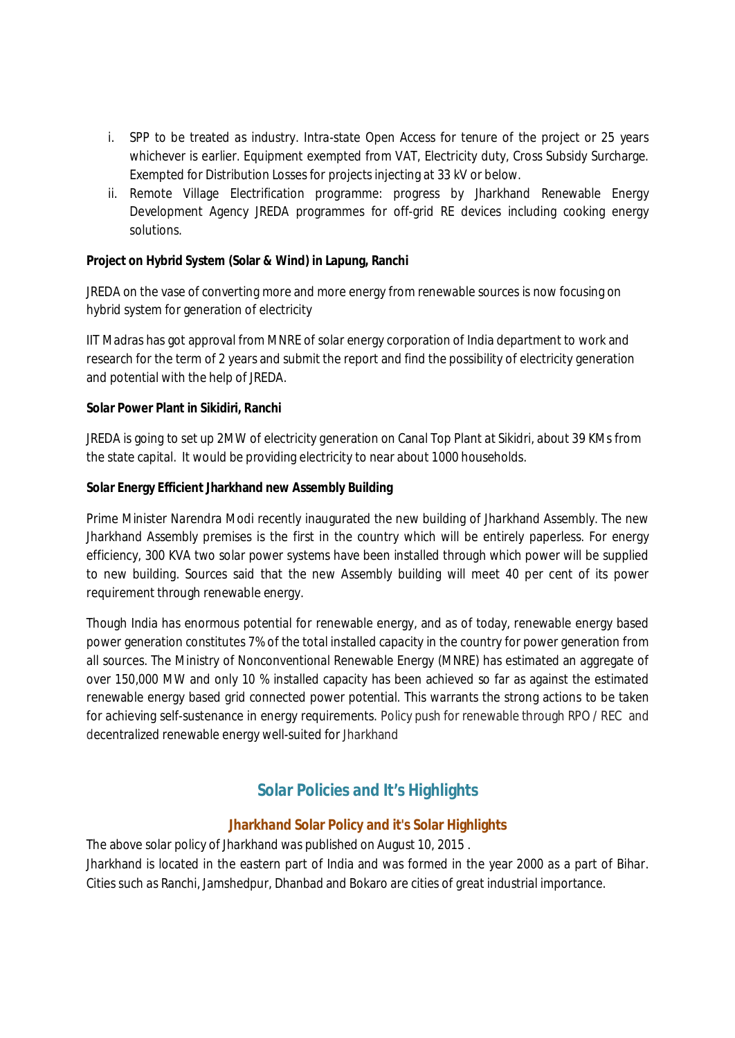i. SPP to be treated as industry. Intra-state Open Access for tenure of the project or 25 years whichever is earlier. Equipment exempted from VAT, Electricity duty, Cross Subsidy Surcharge. Exempted for Distribution Losses for projects injecting at 33 kV or below.
ii. Remote Village Electrification programme: progress by Jharkhand Renewable Energy Development Agency JREDA programmes for off-grid RE devices including cooking energy solutions.

**Project on Hybrid System (Solar & Wind) in Lapung, Ranchi**

JREDA on the vase of converting more and more energy from renewable sources is now focusing on hybrid system for generation of electricity

IIT Madras has got approval from MNRE of solar energy corporation of India department to work and research for the term of 2 years and submit the report and find the possibility of electricity generation and potential with the help of JREDA.

**Solar Power Plant in Sikidiri, Ranchi**

JREDA is going to set up 2MW of electricity generation on Canal Top Plant at Sikidri, about 39 KMs from the state capital. It would be providing electricity to near about 1000 households.

**Solar Energy Efficient Jharkhand new Assembly Building**

Prime Minister Narendra Modi recently inaugurated the new building of Jharkhand Assembly. The new Jharkhand Assembly premises is the first in the country which will be entirely paperless. For energy efficiency, 300 KVA two solar power systems have been installed through which power will be supplied to new building. Sources said that the new Assembly building will meet 40 per cent of its power requirement through renewable energy.

Though India has enormous potential for renewable energy, and as of today, renewable energy based power generation constitutes 7% of the total installed capacity in the country for power generation from all sources. The Ministry of Nonconventional Renewable Energy (MNRE) has estimated an aggregate of over 150,000 MW and only 10 % installed capacity has been achieved so far as against the estimated renewable energy based grid connected power potential. This warrants the strong actions to be taken for achieving self-sustenance in energy requirements. Policy push for renewable through RPO / REC and decentralized renewable energy well-suited for Jharkhand

## Solar Policies and It's Highlights

### Jharkhand Solar Policy and it's Solar Highlights

The above solar policy of Jharkhand was published on August 10, 2015 .

Jharkhand is located in the eastern part of India and was formed in the year 2000 as a part of Bihar. Cities such as Ranchi, Jamshedpur, Dhanbad and Bokaro are cities of great industrial importance.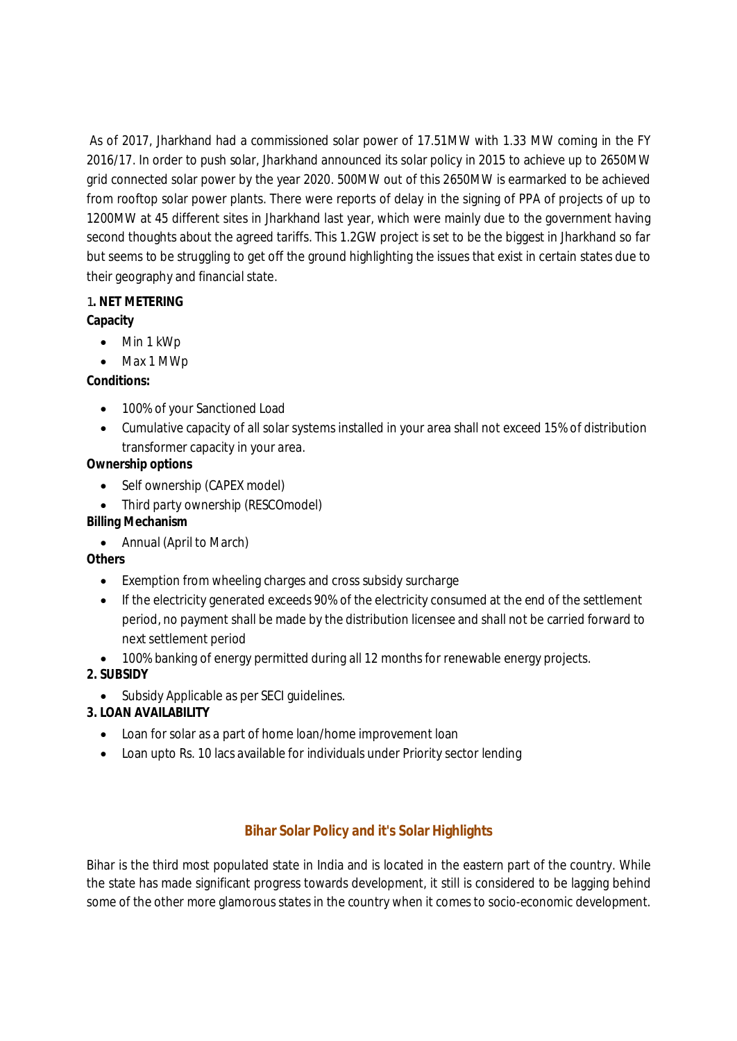As of 2017, Jharkhand had a commissioned solar power of 17.51MW with 1.33 MW coming in the FY 2016/17. In order to push solar, Jharkhand announced its solar policy in 2015 to achieve up to 2650MW grid connected solar power by the year 2020. 500MW out of this 2650MW is earmarked to be achieved from rooftop solar power plants. There were reports of delay in the signing of PPA of projects of up to 1200MW at 45 different sites in Jharkhand last year, which were mainly due to the government having second thoughts about the agreed tariffs. This 1.2GW project is set to be the biggest in Jharkhand so far but seems to be struggling to get off the ground highlighting the issues that exist in certain states due to their geography and financial state.

1**. NET METERING**

**Capacity**

- Min 1 kWp
- Max 1 MWp

**Conditions:**

- 100% of your Sanctioned Load
- Cumulative capacity of all solar systems installed in your area shall not exceed 15% of distribution transformer capacity in your area.

**Ownership options**

- Self ownership (CAPEX model)
- Third party ownership (RESCOmodel)

**Billing Mechanism**

- Annual (April to March)

**Others**

- Exemption from wheeling charges and cross subsidy surcharge
- If the electricity generated exceeds 90% of the electricity consumed at the end of the settlement period, no payment shall be made by the distribution licensee and shall not be carried forward to next settlement period
- 100% banking of energy permitted during all 12 months for renewable energy projects.

**2. SUBSIDY**

- Subsidy Applicable as per SECI guidelines.

**3. LOAN AVAILABILITY**

- Loan for solar as a part of home loan/home improvement loan
- Loan upto Rs. 10 lacs available for individuals under Priority sector lending

## Bihar Solar Policy and it's Solar Highlights

Bihar is the third most populated state in India and is located in the eastern part of the country. While the state has made significant progress towards development, it still is considered to be lagging behind some of the other more glamorous states in the country when it comes to socio-economic development.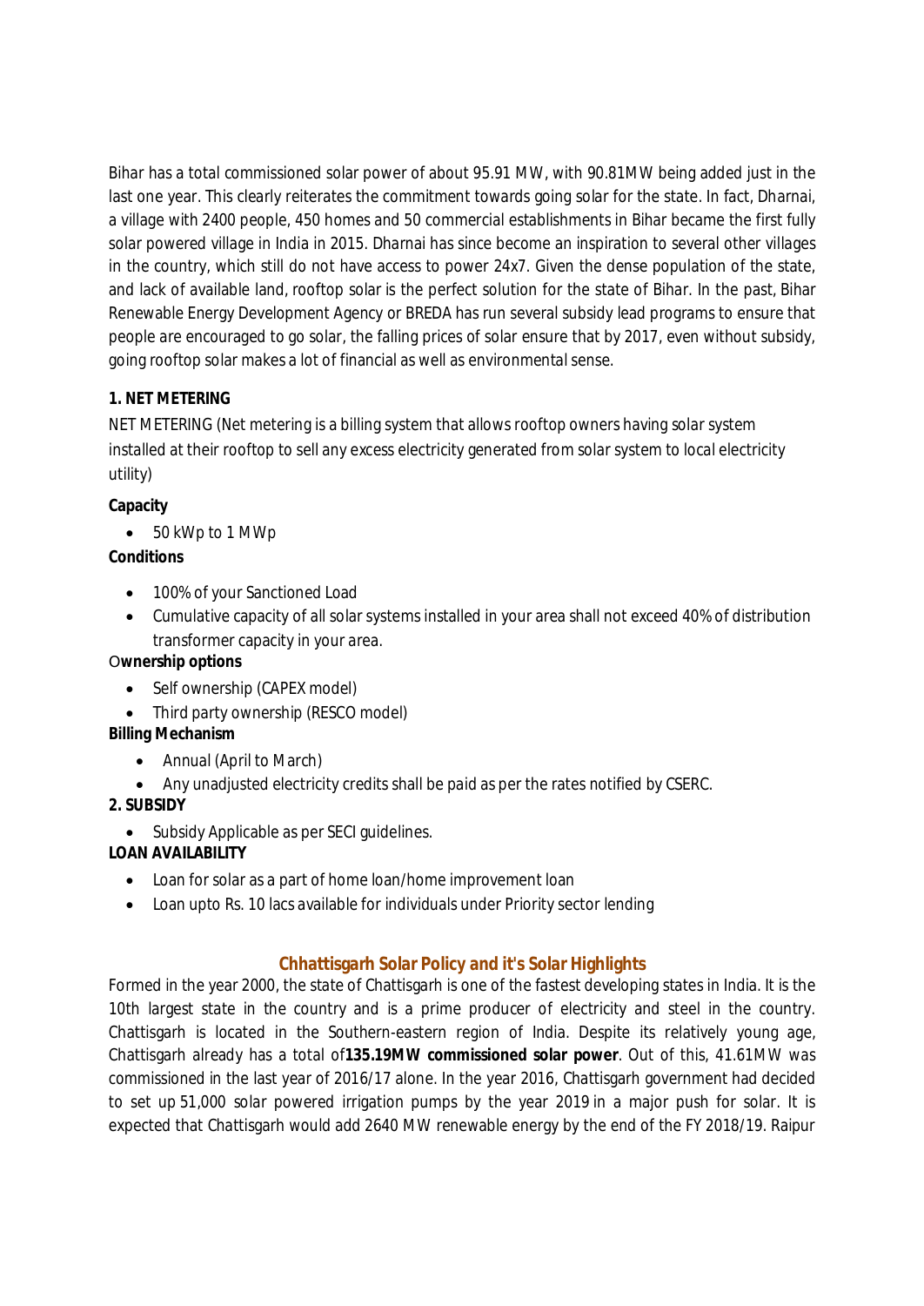Bihar has a total commissioned solar power of about 95.91 MW, with 90.81MW being added just in the last one year. This clearly reiterates the commitment towards going solar for the state. In fact, Dharnai, a village with 2400 people, 450 homes and 50 commercial establishments in Bihar became the first fully solar powered village in India in 2015. Dharnai has since become an inspiration to several other villages in the country, which still do not have access to power 24x7. Given the dense population of the state, and lack of available land, rooftop solar is the perfect solution for the state of Bihar. In the past, Bihar Renewable Energy Development Agency or BREDA has run several subsidy lead programs to ensure that people are encouraged to go solar, the falling prices of solar ensure that by 2017, even without subsidy, going rooftop solar makes a lot of financial as well as environmental sense.

**1. NET METERING**

NET METERING (Net metering is a billing system that allows rooftop owners having solar system installed at their rooftop to sell any excess electricity generated from solar system to local electricity utility)

**Capacity**

- 50 kWp to 1 MWp

**Conditions**

- 100% of your Sanctioned Load
- Cumulative capacity of all solar systems installed in your area shall not exceed 40% of distribution transformer capacity in your area.

**Ownership options**

- Self ownership (CAPEX model)
- Third party ownership (RESCO model)

**Billing Mechanism**

- Annual (April to March)
- Any unadjusted electricity credits shall be paid as per the rates notified by CSERC.

**2. SUBSIDY**

- Subsidy Applicable as per SECI guidelines.

**LOAN AVAILABILITY**

- Loan for solar as a part of home loan/home improvement loan
- Loan upto Rs. 10 lacs available for individuals under Priority sector lending

## Chhattisgarh Solar Policy and it's Solar Highlights

Formed in the year 2000, the state of Chattisgarh is one of the fastest developing states in India. It is the 10th largest state in the country and is a prime producer of electricity and steel in the country. Chattisgarh is located in the Southern-eastern region of India. Despite its relatively young age, Chattisgarh already has a total of **135.19MW commissioned solar power**. Out of this, 41.61MW was commissioned in the last year of 2016/17 alone. In the year 2016, Chattisgarh government had decided to set up 51,000 solar powered irrigation pumps by the year 2019 in a major push for solar. It is expected that Chattisgarh would add 2640 MW renewable energy by the end of the FY 2018/19. Raipur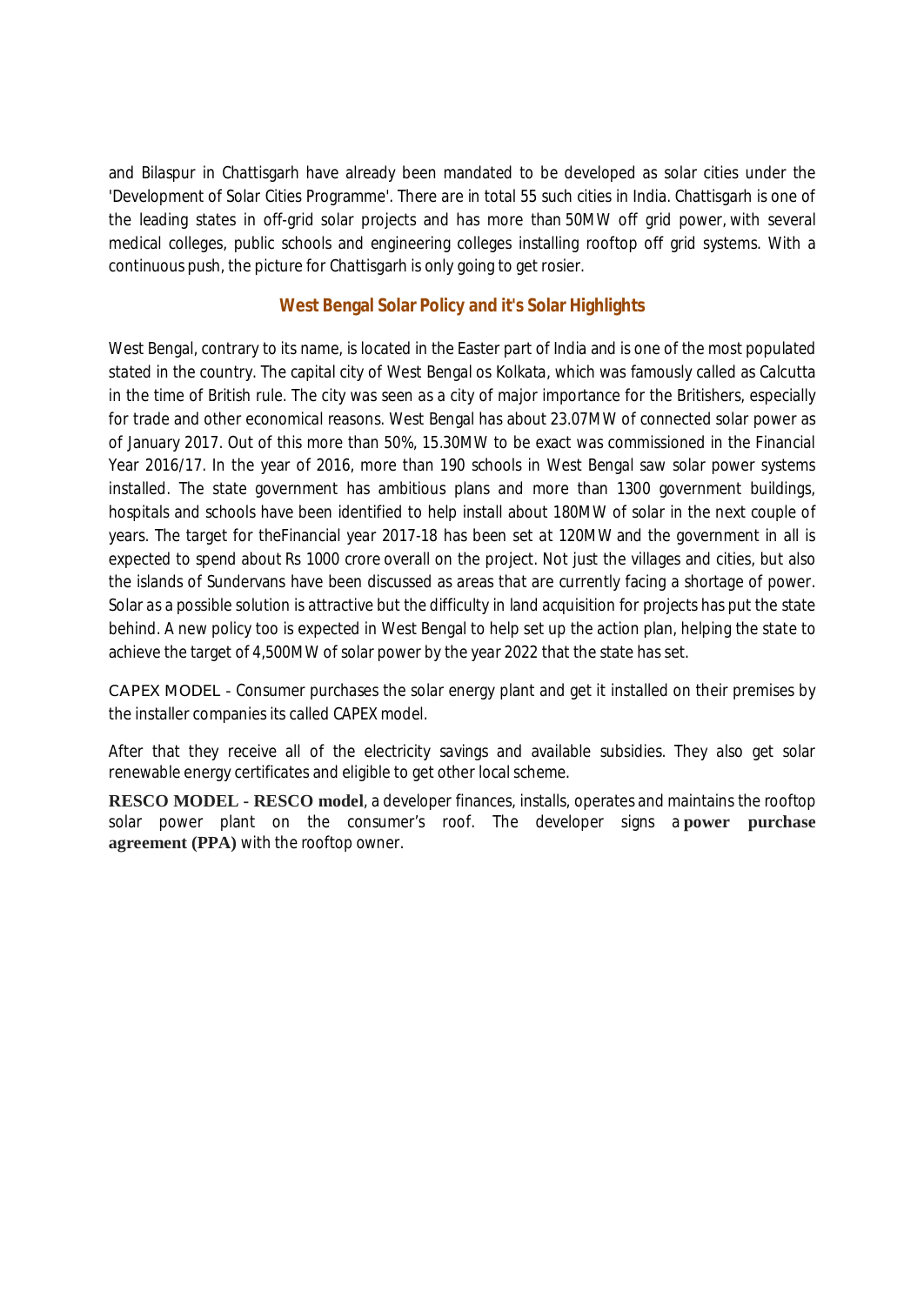and Bilaspur in Chattisgarh have already been mandated to be developed as solar cities under the 'Development of Solar Cities Programme'. There are in total 55 such cities in India. Chattisgarh is one of the leading states in off-grid solar projects and has more than 50MW off grid power, with several medical colleges, public schools and engineering colleges installing rooftop off grid systems. With a continuous push, the picture for Chattisgarh is only going to get rosier.

### West Bengal Solar Policy and it's Solar Highlights

West Bengal, contrary to its name, is located in the Easter part of India and is one of the most populated stated in the country. The capital city of West Bengal os Kolkata, which was famously called as Calcutta in the time of British rule. The city was seen as a city of major importance for the Britishers, especially for trade and other economical reasons. West Bengal has about 23.07MW of connected solar power as of January 2017. Out of this more than 50%, 15.30MW to be exact was commissioned in the Financial Year 2016/17. In the year of 2016, more than 190 schools in West Bengal saw solar power systems installed. The state government has ambitious plans and more than 1300 government buildings, hospitals and schools have been identified to help install about 180MW of solar in the next couple of years. The target for theFinancial year 2017-18 has been set at 120MW and the government in all is expected to spend about Rs 1000 crore overall on the project. Not just the villages and cities, but also the islands of Sundervans have been discussed as areas that are currently facing a shortage of power. Solar as a possible solution is attractive but the difficulty in land acquisition for projects has put the state behind. A new policy too is expected in West Bengal to help set up the action plan, helping the state to achieve the target of 4,500MW of solar power by the year 2022 that the state has set.

CAPEX MODEL - Consumer purchases the solar energy plant and get it installed on their premises by the installer companies its called CAPEX model.

After that they receive all of the electricity savings and available subsidies. They also get solar renewable energy certificates and eligible to get other local scheme.

**RESCO MODEL** - **RESCO model**, a developer finances, installs, operates and maintains the rooftop solar power plant on the consumer's roof. The developer signs a **power purchase agreement (PPA)** with the rooftop owner.